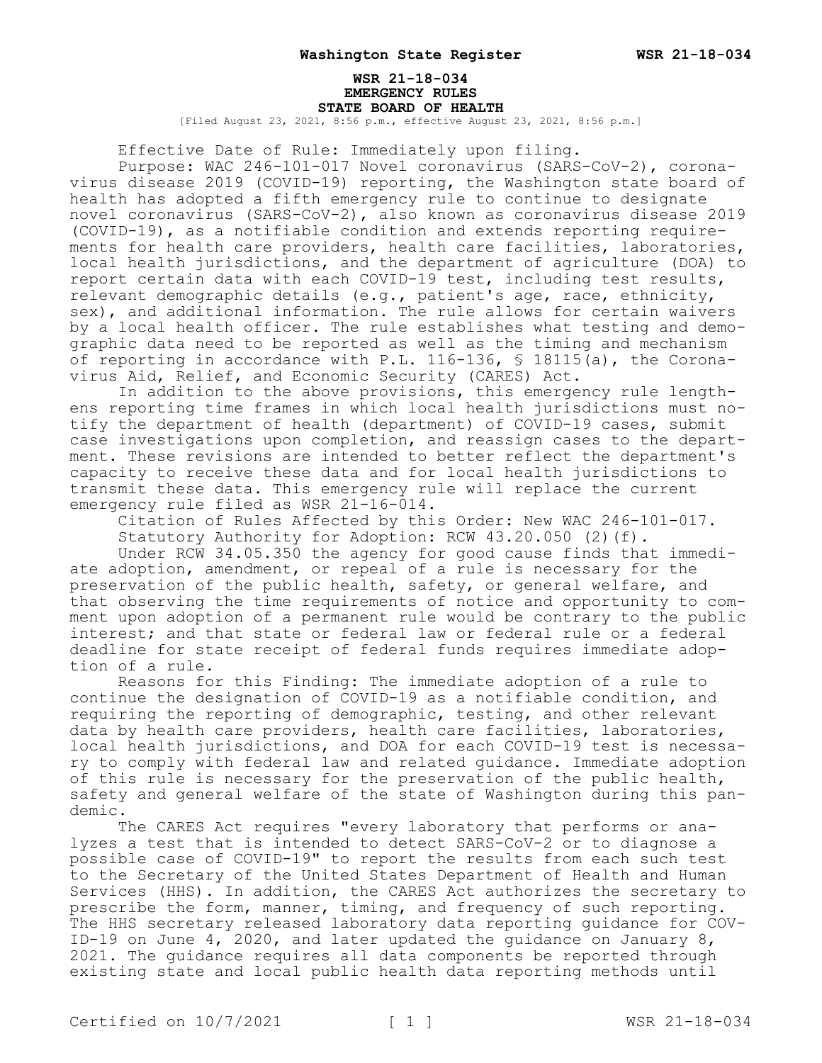**WSR 21-18-034**
**EMERGENCY RULES**
**STATE BOARD OF HEALTH**
[Filed August 23, 2021, 8:56 p.m., effective August 23, 2021, 8:56 p.m.]

Effective Date of Rule: Immediately upon filing.

Purpose: WAC 246-101-017 Novel coronavirus (SARS-CoV-2), coronavirus disease 2019 (COVID-19) reporting, the Washington state board of health has adopted a fifth emergency rule to continue to designate novel coronavirus (SARS-CoV-2), also known as coronavirus disease 2019 (COVID-19), as a notifiable condition and extends reporting requirements for health care providers, health care facilities, laboratories, local health jurisdictions, and the department of agriculture (DOA) to report certain data with each COVID-19 test, including test results, relevant demographic details (e.g., patient's age, race, ethnicity, sex), and additional information. The rule allows for certain waivers by a local health officer. The rule establishes what testing and demographic data need to be reported as well as the timing and mechanism of reporting in accordance with P.L. 116-136, § 18115(a), the Coronavirus Aid, Relief, and Economic Security (CARES) Act.

In addition to the above provisions, this emergency rule lengthens reporting time frames in which local health jurisdictions must notify the department of health (department) of COVID-19 cases, submit case investigations upon completion, and reassign cases to the department. These revisions are intended to better reflect the department's capacity to receive these data and for local health jurisdictions to transmit these data. This emergency rule will replace the current emergency rule filed as WSR 21-16-014.

Citation of Rules Affected by this Order: New WAC 246-101-017.

Statutory Authority for Adoption: RCW 43.20.050 (2)(f).

Under RCW 34.05.350 the agency for good cause finds that immediate adoption, amendment, or repeal of a rule is necessary for the preservation of the public health, safety, or general welfare, and that observing the time requirements of notice and opportunity to comment upon adoption of a permanent rule would be contrary to the public interest; and that state or federal law or federal rule or a federal deadline for state receipt of federal funds requires immediate adoption of a rule.

Reasons for this Finding: The immediate adoption of a rule to continue the designation of COVID-19 as a notifiable condition, and requiring the reporting of demographic, testing, and other relevant data by health care providers, health care facilities, laboratories, local health jurisdictions, and DOA for each COVID-19 test is necessary to comply with federal law and related guidance. Immediate adoption of this rule is necessary for the preservation of the public health, safety and general welfare of the state of Washington during this pandemic.

The CARES Act requires "every laboratory that performs or analyzes a test that is intended to detect SARS-CoV-2 or to diagnose a possible case of COVID-19" to report the results from each such test to the Secretary of the United States Department of Health and Human Services (HHS). In addition, the CARES Act authorizes the secretary to prescribe the form, manner, timing, and frequency of such reporting. The HHS secretary released laboratory data reporting guidance for COVID-19 on June 4, 2020, and later updated the guidance on January 8, 2021. The guidance requires all data components be reported through existing state and local public health data reporting methods until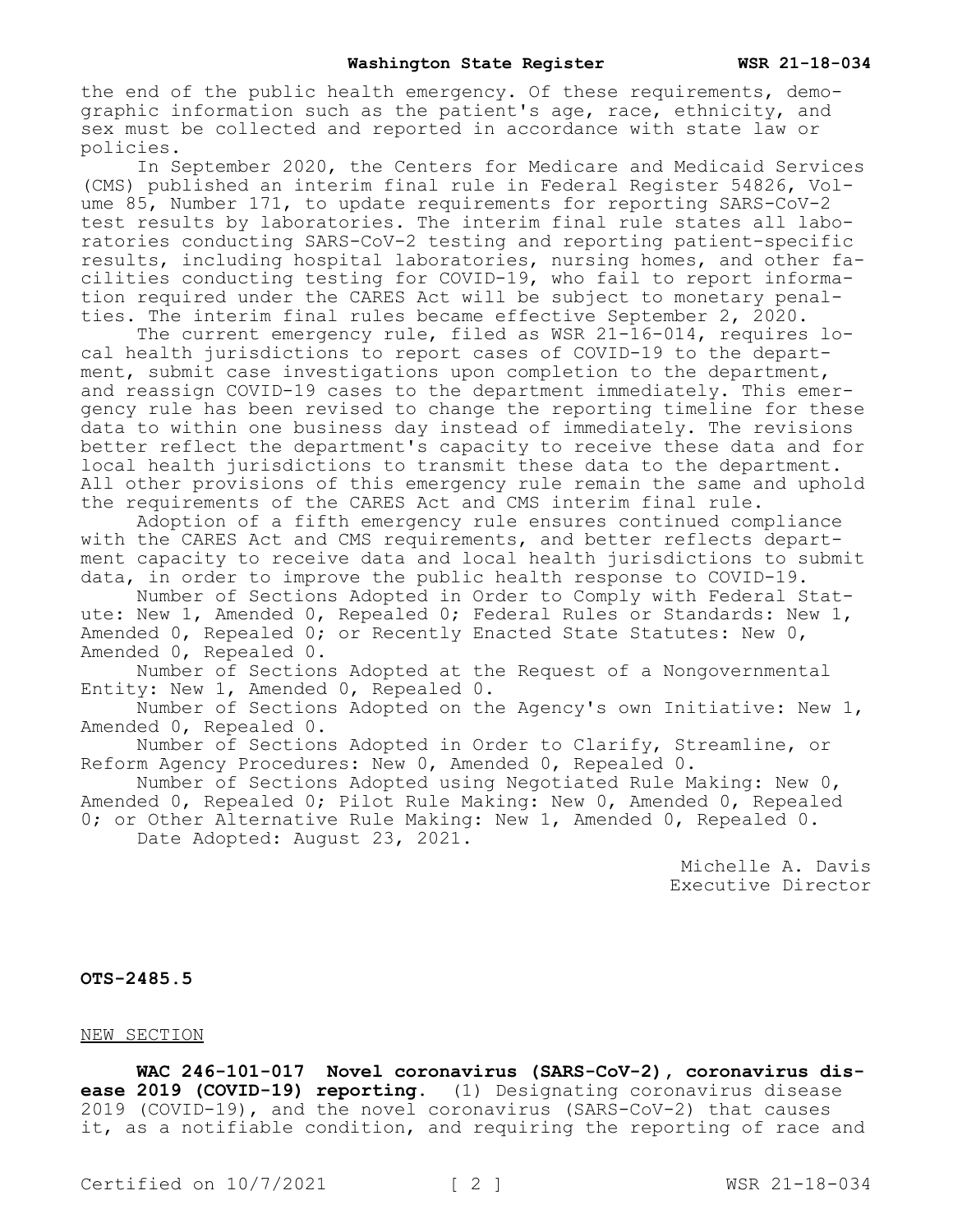the end of the public health emergency. Of these requirements, demographic information such as the patient's age, race, ethnicity, and sex must be collected and reported in accordance with state law or policies.

In September 2020, the Centers for Medicare and Medicaid Services (CMS) published an interim final rule in Federal Register 54826, Volume 85, Number 171, to update requirements for reporting SARS-CoV-2 test results by laboratories. The interim final rule states all laboratories conducting SARS-CoV-2 testing and reporting patient-specific results, including hospital laboratories, nursing homes, and other facilities conducting testing for COVID-19, who fail to report information required under the CARES Act will be subject to monetary penalties. The interim final rules became effective September 2, 2020.

The current emergency rule, filed as WSR 21-16-014, requires local health jurisdictions to report cases of COVID-19 to the department, submit case investigations upon completion to the department, and reassign COVID-19 cases to the department immediately. This emergency rule has been revised to change the reporting timeline for these data to within one business day instead of immediately. The revisions better reflect the department's capacity to receive these data and for local health jurisdictions to transmit these data to the department. All other provisions of this emergency rule remain the same and uphold the requirements of the CARES Act and CMS interim final rule.

Adoption of a fifth emergency rule ensures continued compliance with the CARES Act and CMS requirements, and better reflects department capacity to receive data and local health jurisdictions to submit data, in order to improve the public health response to COVID-19.

Number of Sections Adopted in Order to Comply with Federal Statute: New 1, Amended 0, Repealed 0; Federal Rules or Standards: New 1, Amended 0, Repealed 0; or Recently Enacted State Statutes: New 0, Amended 0, Repealed 0.

Number of Sections Adopted at the Request of a Nongovernmental Entity: New 1, Amended 0, Repealed 0.

Number of Sections Adopted on the Agency's own Initiative: New 1, Amended 0, Repealed 0.

Number of Sections Adopted in Order to Clarify, Streamline, or Reform Agency Procedures: New 0, Amended 0, Repealed 0.

Number of Sections Adopted using Negotiated Rule Making: New 0, Amended 0, Repealed 0; Pilot Rule Making: New 0, Amended 0, Repealed 0; or Other Alternative Rule Making: New 1, Amended 0, Repealed 0.

Date Adopted: August 23, 2021.

Michelle A. Davis
Executive Director

**OTS-2485.5**

NEW SECTION

**WAC 246-101-017 Novel coronavirus (SARS-CoV-2), coronavirus disease 2019 (COVID-19) reporting.** (1) Designating coronavirus disease 2019 (COVID-19), and the novel coronavirus (SARS-CoV-2) that causes it, as a notifiable condition, and requiring the reporting of race and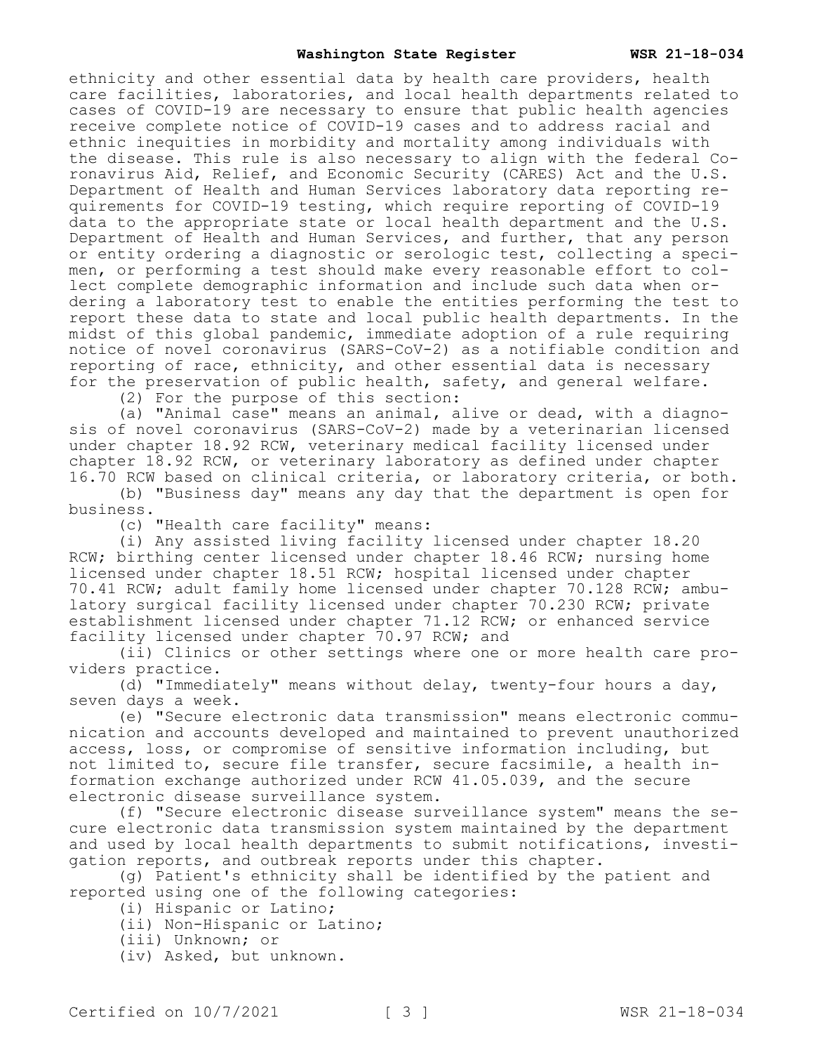ethnicity and other essential data by health care providers, health care facilities, laboratories, and local health departments related to cases of COVID-19 are necessary to ensure that public health agencies receive complete notice of COVID-19 cases and to address racial and ethnic inequities in morbidity and mortality among individuals with the disease. This rule is also necessary to align with the federal Coronavirus Aid, Relief, and Economic Security (CARES) Act and the U.S. Department of Health and Human Services laboratory data reporting requirements for COVID-19 testing, which require reporting of COVID-19 data to the appropriate state or local health department and the U.S. Department of Health and Human Services, and further, that any person or entity ordering a diagnostic or serologic test, collecting a specimen, or performing a test should make every reasonable effort to collect complete demographic information and include such data when ordering a laboratory test to enable the entities performing the test to report these data to state and local public health departments. In the midst of this global pandemic, immediate adoption of a rule requiring notice of novel coronavirus (SARS-CoV-2) as a notifiable condition and reporting of race, ethnicity, and other essential data is necessary for the preservation of public health, safety, and general welfare.

(2) For the purpose of this section:

(a) "Animal case" means an animal, alive or dead, with a diagnosis of novel coronavirus (SARS-CoV-2) made by a veterinarian licensed under chapter 18.92 RCW, veterinary medical facility licensed under chapter 18.92 RCW, or veterinary laboratory as defined under chapter 16.70 RCW based on clinical criteria, or laboratory criteria, or both.

(b) "Business day" means any day that the department is open for business.

(c) "Health care facility" means:

(i) Any assisted living facility licensed under chapter 18.20 RCW; birthing center licensed under chapter 18.46 RCW; nursing home licensed under chapter 18.51 RCW; hospital licensed under chapter 70.41 RCW; adult family home licensed under chapter 70.128 RCW; ambulatory surgical facility licensed under chapter 70.230 RCW; private establishment licensed under chapter 71.12 RCW; or enhanced service facility licensed under chapter 70.97 RCW; and

(ii) Clinics or other settings where one or more health care providers practice.

(d) "Immediately" means without delay, twenty-four hours a day, seven days a week.

(e) "Secure electronic data transmission" means electronic communication and accounts developed and maintained to prevent unauthorized access, loss, or compromise of sensitive information including, but not limited to, secure file transfer, secure facsimile, a health information exchange authorized under RCW 41.05.039, and the secure electronic disease surveillance system.

(f) "Secure electronic disease surveillance system" means the secure electronic data transmission system maintained by the department and used by local health departments to submit notifications, investigation reports, and outbreak reports under this chapter.

(g) Patient's ethnicity shall be identified by the patient and reported using one of the following categories:

(i) Hispanic or Latino;

(ii) Non-Hispanic or Latino;

(iii) Unknown; or

(iv) Asked, but unknown.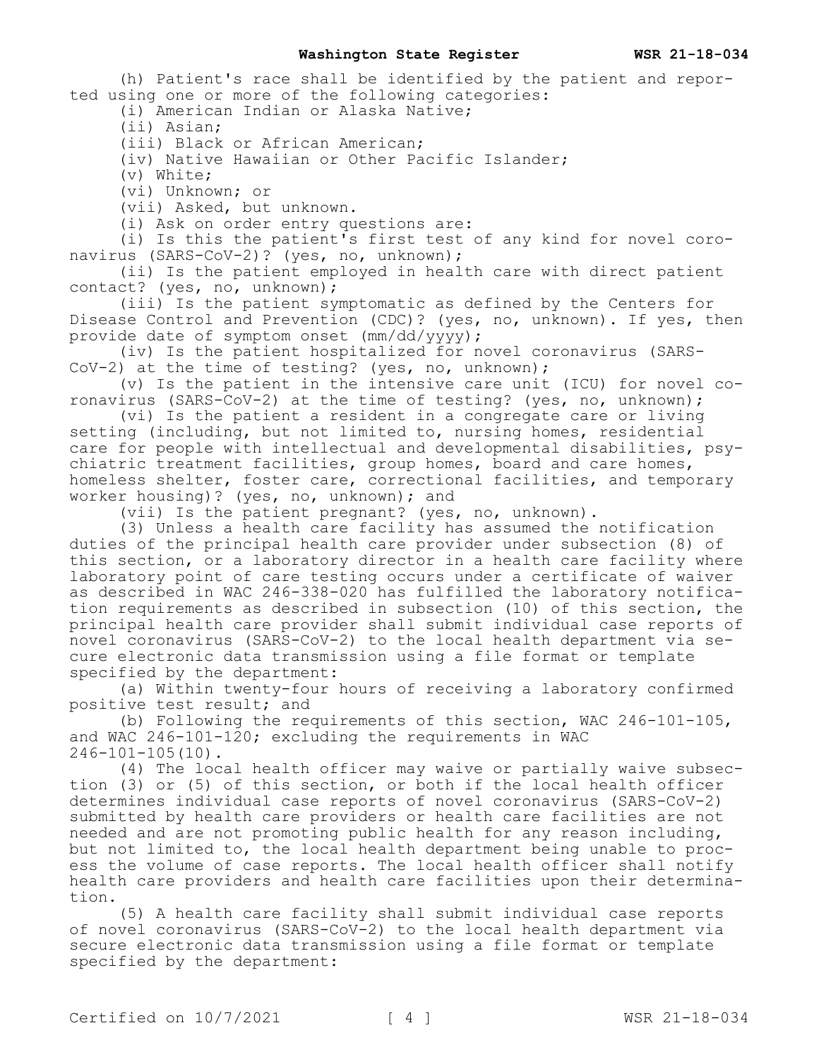(h) Patient's race shall be identified by the patient and reported using one or more of the following categories:

(i) American Indian or Alaska Native;

(ii) Asian;

(iii) Black or African American;

(iv) Native Hawaiian or Other Pacific Islander;

(v) White;

(vi) Unknown; or

(vii) Asked, but unknown.

(i) Ask on order entry questions are:

(i) Is this the patient's first test of any kind for novel coronavirus (SARS-CoV-2)? (yes, no, unknown);

(ii) Is the patient employed in health care with direct patient contact? (yes, no, unknown);

(iii) Is the patient symptomatic as defined by the Centers for Disease Control and Prevention (CDC)? (yes, no, unknown). If yes, then provide date of symptom onset (mm/dd/yyyy);

(iv) Is the patient hospitalized for novel coronavirus (SARS-CoV-2) at the time of testing? (yes, no, unknown);

(v) Is the patient in the intensive care unit (ICU) for novel coronavirus (SARS-CoV-2) at the time of testing? (yes, no, unknown);

(vi) Is the patient a resident in a congregate care or living setting (including, but not limited to, nursing homes, residential care for people with intellectual and developmental disabilities, psychiatric treatment facilities, group homes, board and care homes, homeless shelter, foster care, correctional facilities, and temporary worker housing)? (yes, no, unknown); and

(vii) Is the patient pregnant? (yes, no, unknown).

(3) Unless a health care facility has assumed the notification duties of the principal health care provider under subsection (8) of this section, or a laboratory director in a health care facility where laboratory point of care testing occurs under a certificate of waiver as described in WAC 246-338-020 has fulfilled the laboratory notification requirements as described in subsection (10) of this section, the principal health care provider shall submit individual case reports of novel coronavirus (SARS-CoV-2) to the local health department via secure electronic data transmission using a file format or template specified by the department:

(a) Within twenty-four hours of receiving a laboratory confirmed positive test result; and

(b) Following the requirements of this section, WAC 246-101-105, and WAC 246-101-120; excluding the requirements in WAC 246-101-105(10).

(4) The local health officer may waive or partially waive subsection (3) or (5) of this section, or both if the local health officer determines individual case reports of novel coronavirus (SARS-CoV-2) submitted by health care providers or health care facilities are not needed and are not promoting public health for any reason including, but not limited to, the local health department being unable to process the volume of case reports. The local health officer shall notify health care providers and health care facilities upon their determination.

(5) A health care facility shall submit individual case reports of novel coronavirus (SARS-CoV-2) to the local health department via secure electronic data transmission using a file format or template specified by the department: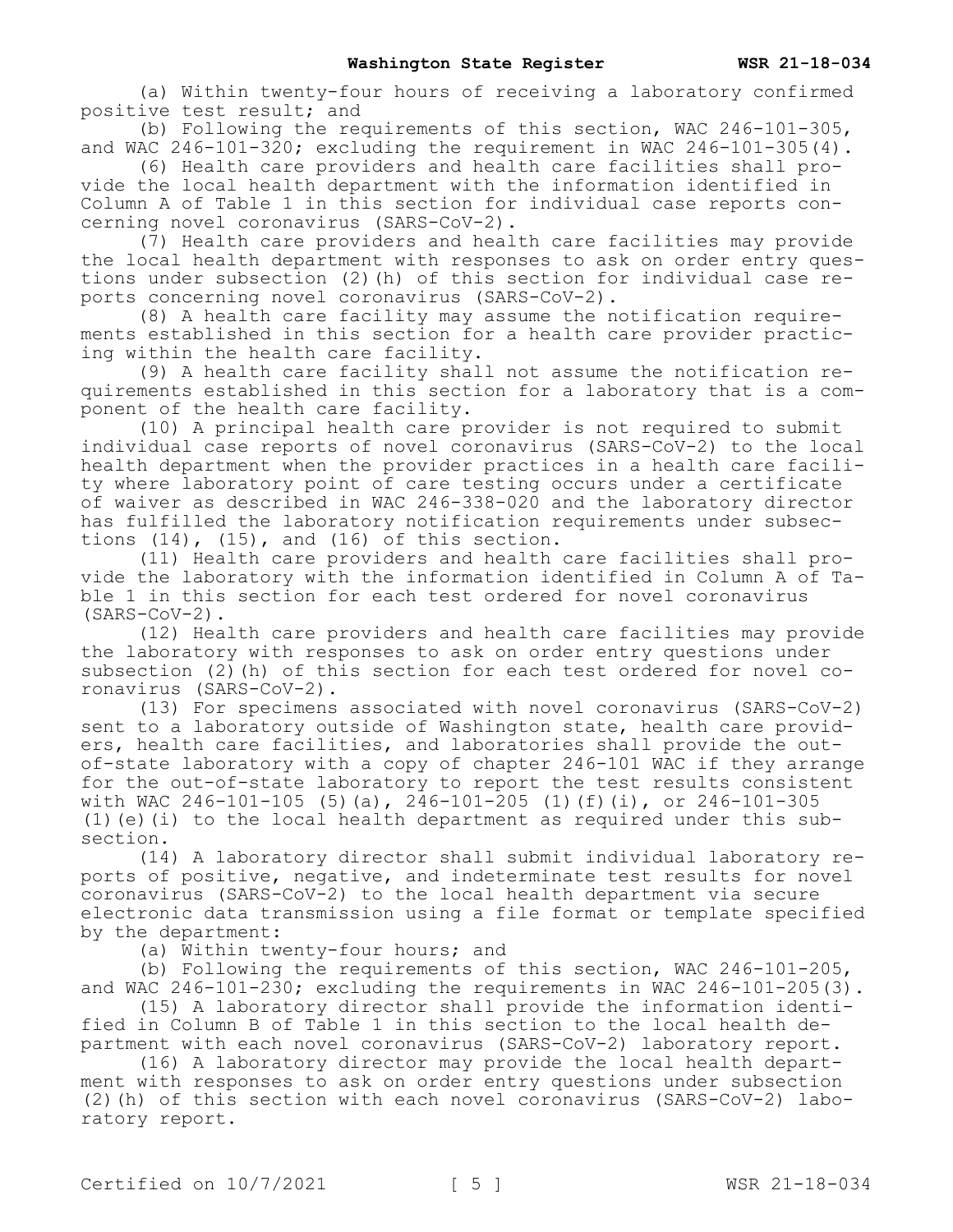(a) Within twenty-four hours of receiving a laboratory confirmed positive test result; and

(b) Following the requirements of this section, WAC 246-101-305, and WAC 246-101-320; excluding the requirement in WAC 246-101-305(4).

(6) Health care providers and health care facilities shall provide the local health department with the information identified in Column A of Table 1 in this section for individual case reports concerning novel coronavirus (SARS-CoV-2).

(7) Health care providers and health care facilities may provide the local health department with responses to ask on order entry questions under subsection (2)(h) of this section for individual case reports concerning novel coronavirus (SARS-CoV-2).

(8) A health care facility may assume the notification requirements established in this section for a health care provider practicing within the health care facility.

(9) A health care facility shall not assume the notification requirements established in this section for a laboratory that is a component of the health care facility.

(10) A principal health care provider is not required to submit individual case reports of novel coronavirus (SARS-CoV-2) to the local health department when the provider practices in a health care facility where laboratory point of care testing occurs under a certificate of waiver as described in WAC 246-338-020 and the laboratory director has fulfilled the laboratory notification requirements under subsections (14), (15), and (16) of this section.

(11) Health care providers and health care facilities shall provide the laboratory with the information identified in Column A of Table 1 in this section for each test ordered for novel coronavirus (SARS-CoV-2).

(12) Health care providers and health care facilities may provide the laboratory with responses to ask on order entry questions under subsection (2)(h) of this section for each test ordered for novel coronavirus (SARS-CoV-2).

(13) For specimens associated with novel coronavirus (SARS-CoV-2) sent to a laboratory outside of Washington state, health care providers, health care facilities, and laboratories shall provide the out-of-state laboratory with a copy of chapter 246-101 WAC if they arrange for the out-of-state laboratory to report the test results consistent with WAC 246-101-105 (5)(a), 246-101-205 (1)(f)(i), or 246-101-305 (1)(e)(i) to the local health department as required under this subsection.

(14) A laboratory director shall submit individual laboratory reports of positive, negative, and indeterminate test results for novel coronavirus (SARS-CoV-2) to the local health department via secure electronic data transmission using a file format or template specified by the department:

(a) Within twenty-four hours; and

(b) Following the requirements of this section, WAC 246-101-205, and WAC 246-101-230; excluding the requirements in WAC 246-101-205(3).

(15) A laboratory director shall provide the information identified in Column B of Table 1 in this section to the local health department with each novel coronavirus (SARS-CoV-2) laboratory report.

(16) A laboratory director may provide the local health department with responses to ask on order entry questions under subsection (2)(h) of this section with each novel coronavirus (SARS-CoV-2) laboratory report.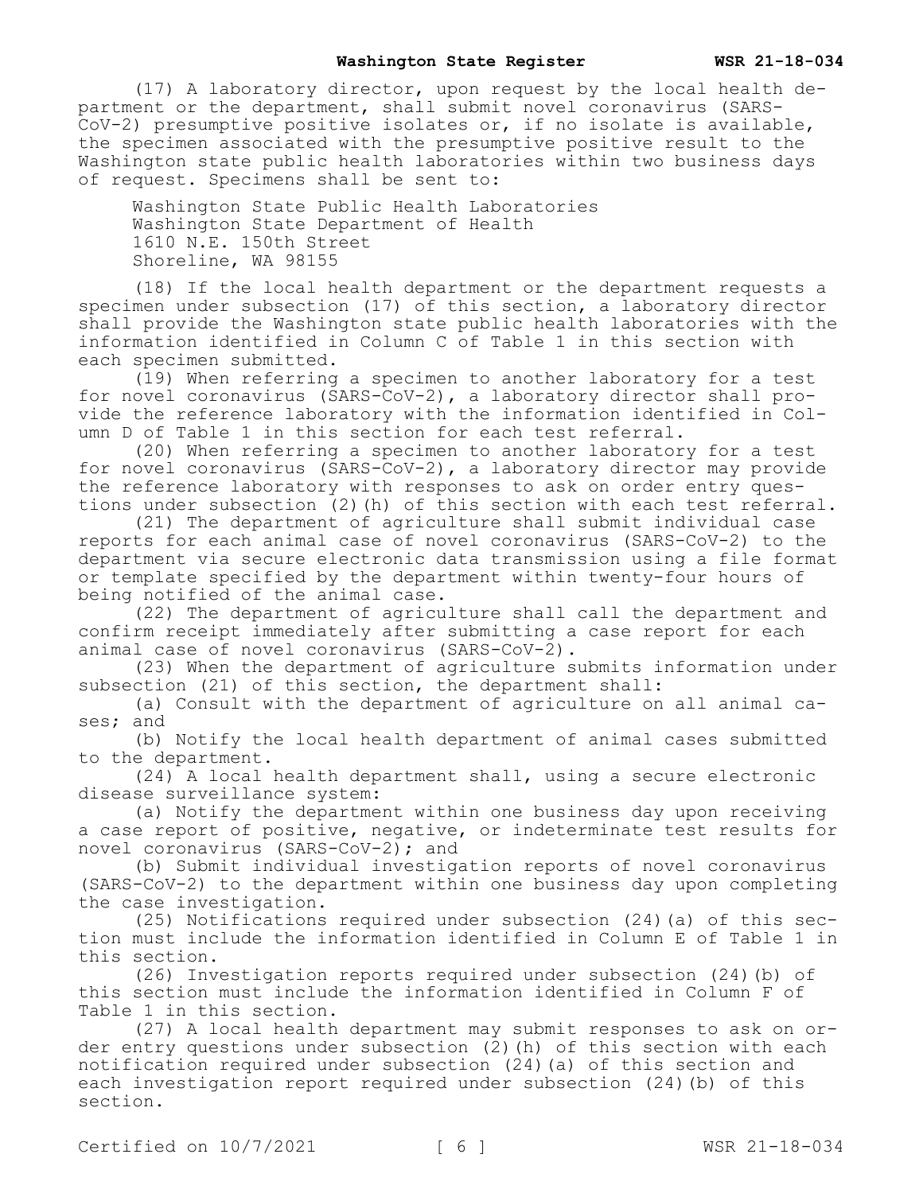(17) A laboratory director, upon request by the local health department or the department, shall submit novel coronavirus (SARS-CoV-2) presumptive positive isolates or, if no isolate is available, the specimen associated with the presumptive positive result to the Washington state public health laboratories within two business days of request. Specimens shall be sent to:

Washington State Public Health Laboratories
Washington State Department of Health
1610 N.E. 150th Street
Shoreline, WA 98155

(18) If the local health department or the department requests a specimen under subsection (17) of this section, a laboratory director shall provide the Washington state public health laboratories with the information identified in Column C of Table 1 in this section with each specimen submitted.

(19) When referring a specimen to another laboratory for a test for novel coronavirus (SARS-CoV-2), a laboratory director shall provide the reference laboratory with the information identified in Column D of Table 1 in this section for each test referral.

(20) When referring a specimen to another laboratory for a test for novel coronavirus (SARS-CoV-2), a laboratory director may provide the reference laboratory with responses to ask on order entry questions under subsection (2)(h) of this section with each test referral.

(21) The department of agriculture shall submit individual case reports for each animal case of novel coronavirus (SARS-CoV-2) to the department via secure electronic data transmission using a file format or template specified by the department within twenty-four hours of being notified of the animal case.

(22) The department of agriculture shall call the department and confirm receipt immediately after submitting a case report for each animal case of novel coronavirus (SARS-CoV-2).

(23) When the department of agriculture submits information under subsection (21) of this section, the department shall:

(a) Consult with the department of agriculture on all animal cases; and

(b) Notify the local health department of animal cases submitted to the department.

(24) A local health department shall, using a secure electronic disease surveillance system:

(a) Notify the department within one business day upon receiving a case report of positive, negative, or indeterminate test results for novel coronavirus (SARS-CoV-2); and

(b) Submit individual investigation reports of novel coronavirus (SARS-CoV-2) to the department within one business day upon completing the case investigation.

(25) Notifications required under subsection (24)(a) of this section must include the information identified in Column E of Table 1 in this section.

(26) Investigation reports required under subsection (24)(b) of this section must include the information identified in Column F of Table 1 in this section.

(27) A local health department may submit responses to ask on order entry questions under subsection (2)(h) of this section with each notification required under subsection (24)(a) of this section and each investigation report required under subsection (24)(b) of this section.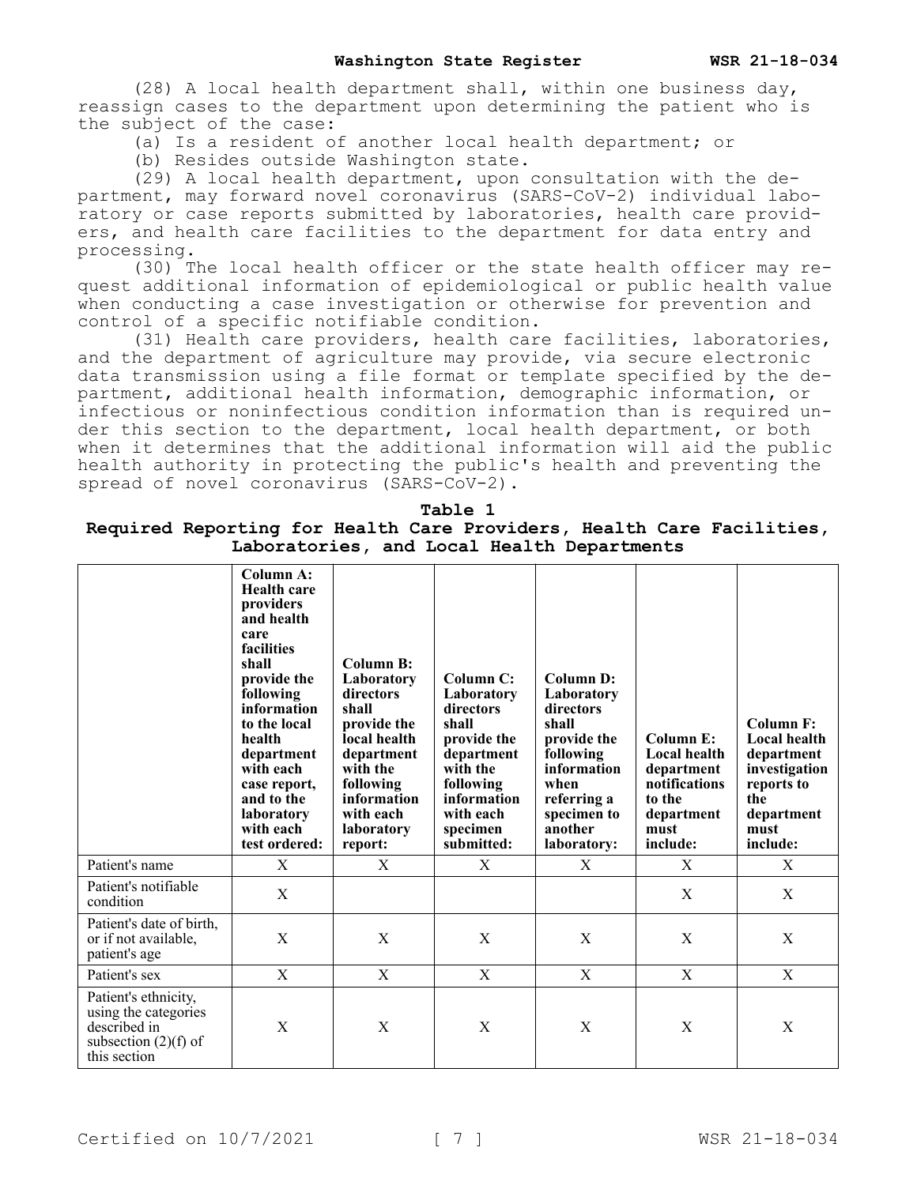(28) A local health department shall, within one business day, reassign cases to the department upon determining the patient who is the subject of the case:

(a) Is a resident of another local health department; or

(b) Resides outside Washington state.

(29) A local health department, upon consultation with the department, may forward novel coronavirus (SARS-CoV-2) individual laboratory or case reports submitted by laboratories, health care providers, and health care facilities to the department for data entry and processing.

(30) The local health officer or the state health officer may request additional information of epidemiological or public health value when conducting a case investigation or otherwise for prevention and control of a specific notifiable condition.

(31) Health care providers, health care facilities, laboratories, and the department of agriculture may provide, via secure electronic data transmission using a file format or template specified by the department, additional health information, demographic information, or infectious or noninfectious condition information than is required under this section to the department, local health department, or both when it determines that the additional information will aid the public health authority in protecting the public's health and preventing the spread of novel coronavirus (SARS-CoV-2).

**Table 1**

**Required Reporting for Health Care Providers, Health Care Facilities, Laboratories, and Local Health Departments**

| | Column A: Health care providers and health care facilities shall provide the following information to the local health department with each case report, and to the laboratory with each test ordered: | Column B: Laboratory directors shall provide the local health department with the following information with each laboratory report: | Column C: Laboratory directors shall provide the department with the following information with each specimen submitted: | Column D: Laboratory directors shall provide the following information when referring a specimen to another laboratory: | Column E: Local health department notifications to the department must include: | Column F: Local health department investigation reports to the department must include: |
|---|---|---|---|---|---|---|
| Patient's name | X | X | X | X | X | X |
| Patient's notifiable condition | X | | | | X | X |
| Patient's date of birth, or if not available, patient's age | X | X | X | X | X | X |
| Patient's sex | X | X | X | X | X | X |
| Patient's ethnicity, using the categories described in subsection (2)(f) of this section | X | X | X | X | X | X |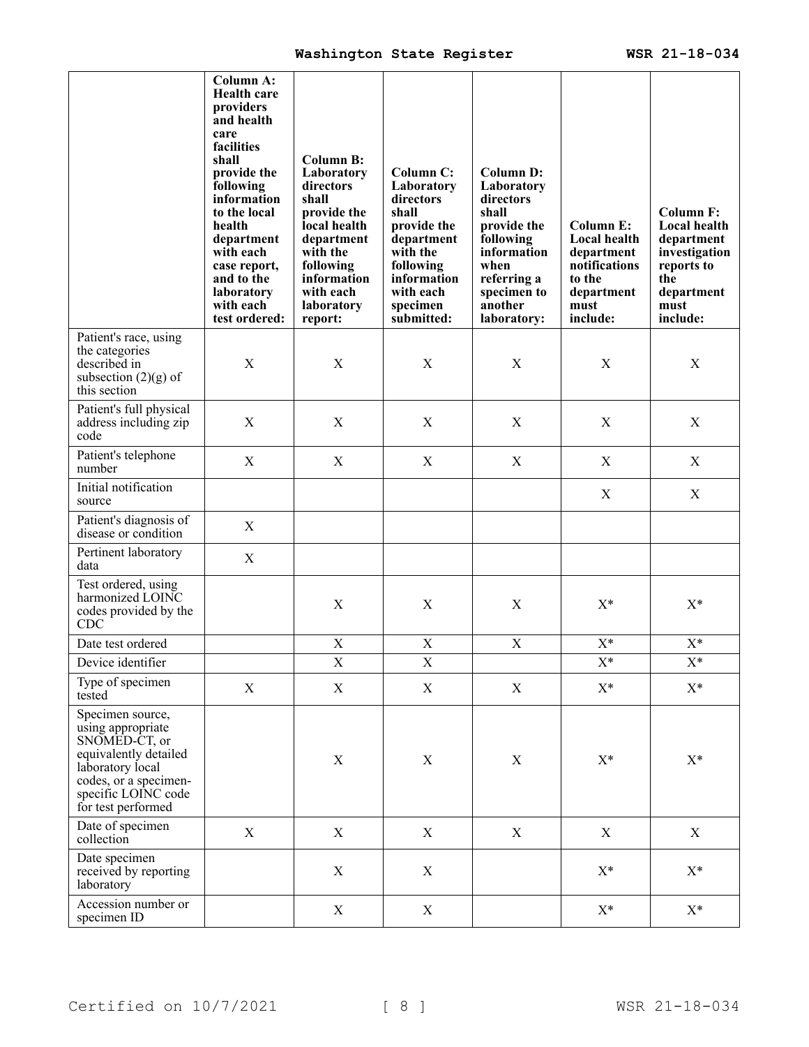| | Column A: Health care providers and health care facilities shall provide the following information to the local health department with each case report, and to the laboratory with each test ordered: | Column B: Laboratory directors shall provide the local health department with the following information with each laboratory report: | Column C: Laboratory directors shall provide the department with the following information with each specimen submitted: | Column D: Laboratory directors shall provide the following information when referring a specimen to another laboratory: | Column E: Local health department notifications to the department must include: | Column F: Local health department investigation reports to the department must include: |
|---|---|---|---|---|---|---|
| Patient's race, using the categories described in subsection (2)(g) of this section | X | X | X | X | X | X |
| Patient's full physical address including zip code | X | X | X | X | X | X |
| Patient's telephone number | X | X | X | X | X | X |
| Initial notification source | | | | | X | X |
| Patient's diagnosis of disease or condition | X | | | | | |
| Pertinent laboratory data | X | | | | | |
| Test ordered, using harmonized LOINC codes provided by the CDC | | X | X | X | X* | X* |
| Date test ordered | | X | X | X | X* | X* |
| Device identifier | | X | X | | X* | X* |
| Type of specimen tested | X | X | X | X | X* | X* |
| Specimen source, using appropriate SNOMED-CT, or equivalently detailed laboratory local codes, or a specimen-specific LOINC code for test performed | | X | X | X | X* | X* |
| Date of specimen collection | X | X | X | X | X | X |
| Date specimen received by reporting laboratory | | X | X | | X* | X* |
| Accession number or specimen ID | | X | X | | X* | X* |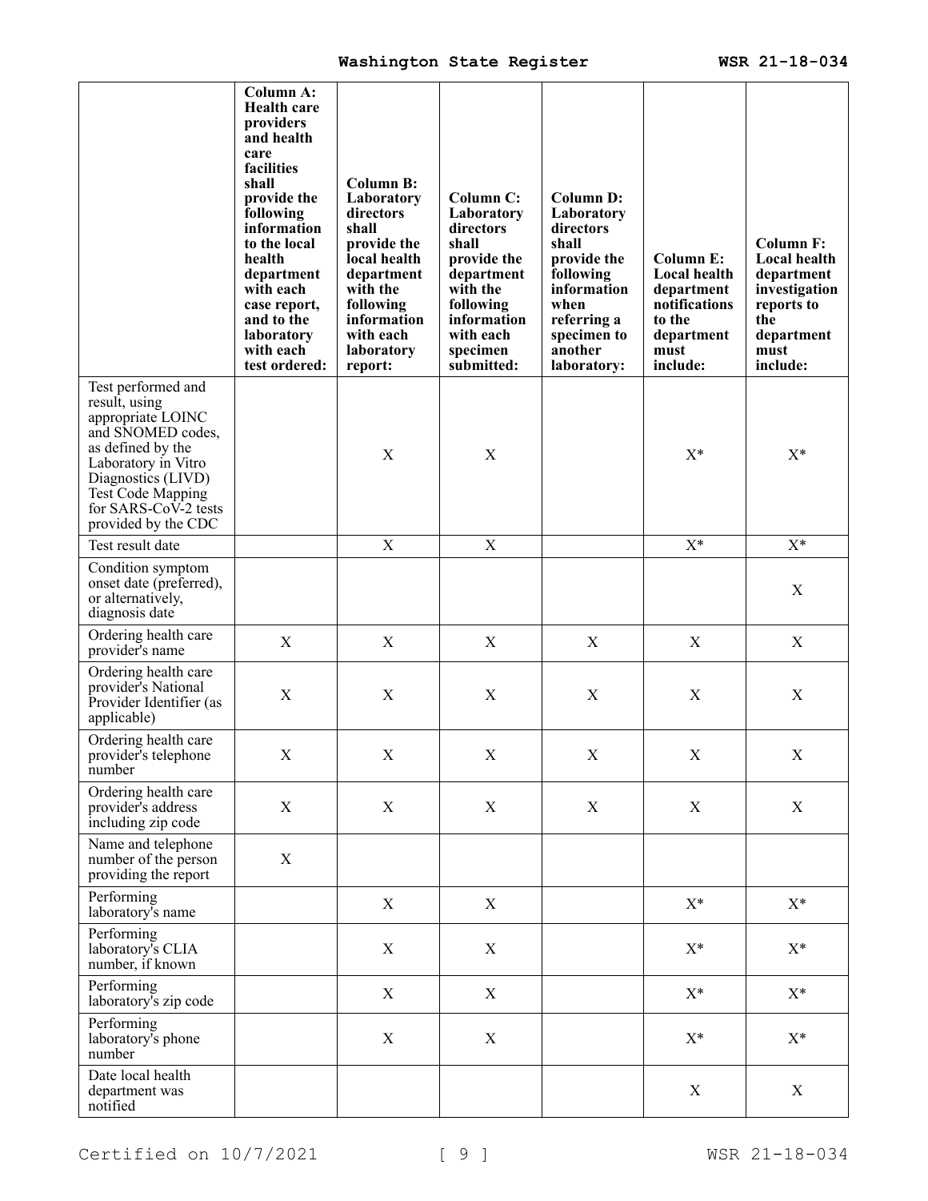| | Column A: Health care providers and health care facilities shall provide the following information to the local health department with each case report, and to the laboratory with each test ordered: | Column B: Laboratory directors shall provide the local health department with the following information with each laboratory report: | Column C: Laboratory directors shall provide the department with the following information with each specimen submitted: | Column D: Laboratory directors shall provide the following information when referring a specimen to another laboratory: | Column E: Local health department notifications to the department must include: | Column F: Local health department investigation reports to the department must include: |
|---|---|---|---|---|---|---|
| Test performed and result, using appropriate LOINC and SNOMED codes, as defined by the Laboratory in Vitro Diagnostics (LIVD) Test Code Mapping for SARS-CoV-2 tests provided by the CDC | | X | X | | X* | X* |
| Test result date | | X | X | | X* | X* |
| Condition symptom onset date (preferred), or alternatively, diagnosis date | | | | | | X |
| Ordering health care provider's name | X | X | X | X | X | X |
| Ordering health care provider's National Provider Identifier (as applicable) | X | X | X | X | X | X |
| Ordering health care provider's telephone number | X | X | X | X | X | X |
| Ordering health care provider's address including zip code | X | X | X | X | X | X |
| Name and telephone number of the person providing the report | X | | | | | |
| Performing laboratory's name | | X | X | | X* | X* |
| Performing laboratory's CLIA number, if known | | X | X | | X* | X* |
| Performing laboratory's zip code | | X | X | | X* | X* |
| Performing laboratory's phone number | | X | X | | X* | X* |
| Date local health department was notified | | | | | X | X |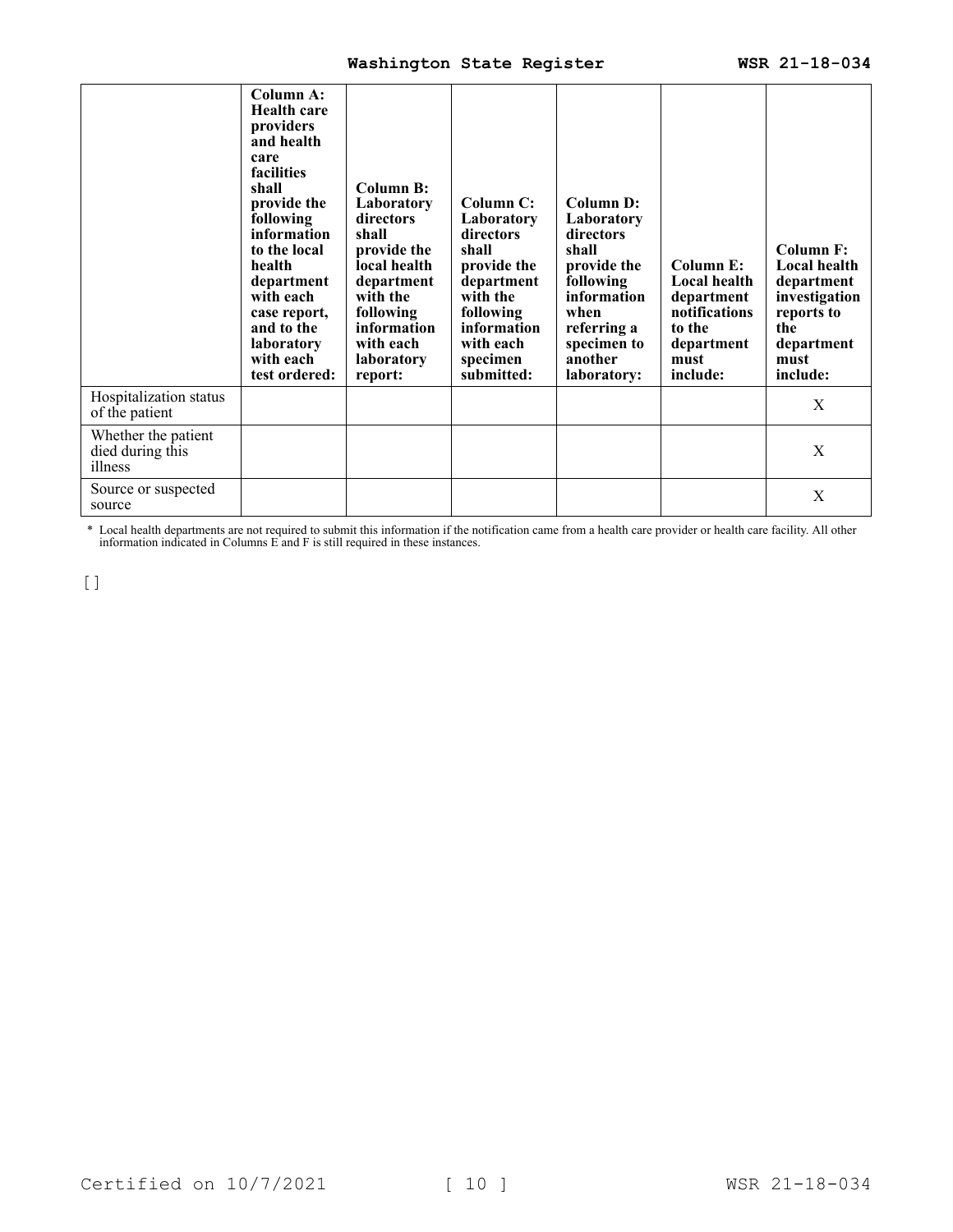| | Column A: Health care providers and health care facilities shall provide the following information to the local health department with each case report, and to the laboratory with each test ordered: | Column B: Laboratory directors shall provide the local health department with the following information with each laboratory report: | Column C: Laboratory directors shall provide the department with the following information with each specimen submitted: | Column D: Laboratory directors shall provide the following information when referring a specimen to another laboratory: | Column E: Local health department notifications to the department must include: | Column F: Local health department investigation reports to the department must include: |
|---|---|---|---|---|---|---|
| Hospitalization status of the patient | | | | | | X |
| Whether the patient died during this illness | | | | | | X |
| Source or suspected source | | | | | | X |

* Local health departments are not required to submit this information if the notification came from a health care provider or health care facility. All other information indicated in Columns E and F is still required in these instances.

[]